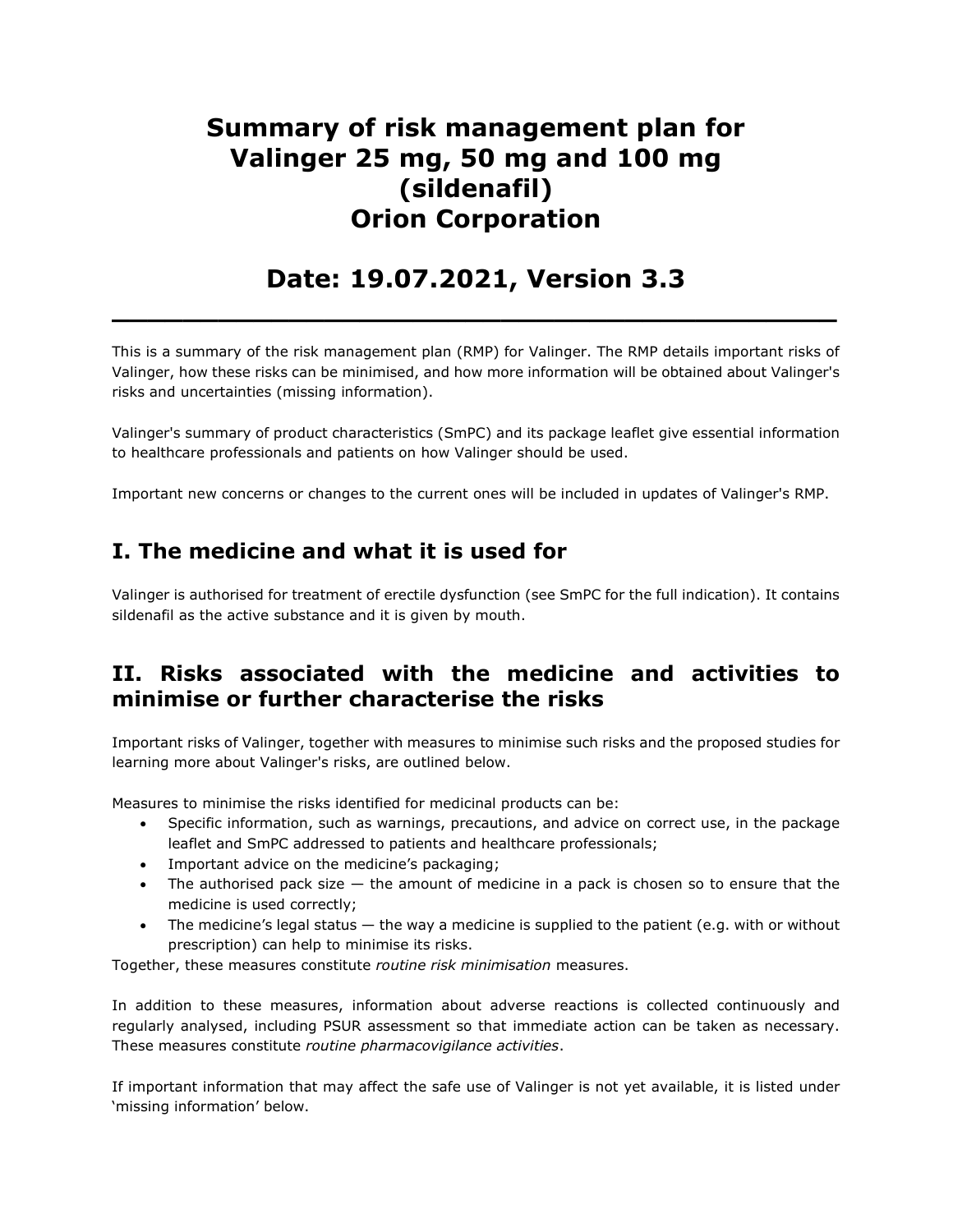# Summary of risk management plan for Valinger 25 mg, 50 mg and 100 mg (sildenafil) Orion Corporation

# Date: 19.07.2021, Version 3.3

---

This is a summary of the risk management plan (RMP) for Valinger. The RMP details important risks of Valinger, how these risks can be minimised, and how more information will be obtained about Valinger's risks and uncertainties (missing information).

Valinger's summary of product characteristics (SmPC) and its package leaflet give essential information to healthcare professionals and patients on how Valinger should be used.

Important new concerns or changes to the current ones will be included in updates of Valinger's RMP.

## I. The medicine and what it is used for

Valinger is authorised for treatment of erectile dysfunction (see SmPC for the full indication). It contains sildenafil as the active substance and it is given by mouth.

## II. Risks associated with the medicine and activities to minimise or further characterise the risks

Important risks of Valinger, together with measures to minimise such risks and the proposed studies for learning more about Valinger's risks, are outlined below.

Measures to minimise the risks identified for medicinal products can be:

- Specific information, such as warnings, precautions, and advice on correct use, in the package leaflet and SmPC addressed to patients and healthcare professionals;
- Important advice on the medicine's packaging;
- The authorised pack size — the amount of medicine in a pack is chosen so to ensure that the medicine is used correctly;
- The medicine's legal status — the way a medicine is supplied to the patient (e.g. with or without prescription) can help to minimise its risks.

Together, these measures constitute *routine risk minimisation* measures.

In addition to these measures, information about adverse reactions is collected continuously and regularly analysed, including PSUR assessment so that immediate action can be taken as necessary. These measures constitute *routine pharmacovigilance activities*.

If important information that may affect the safe use of Valinger is not yet available, it is listed under 'missing information' below.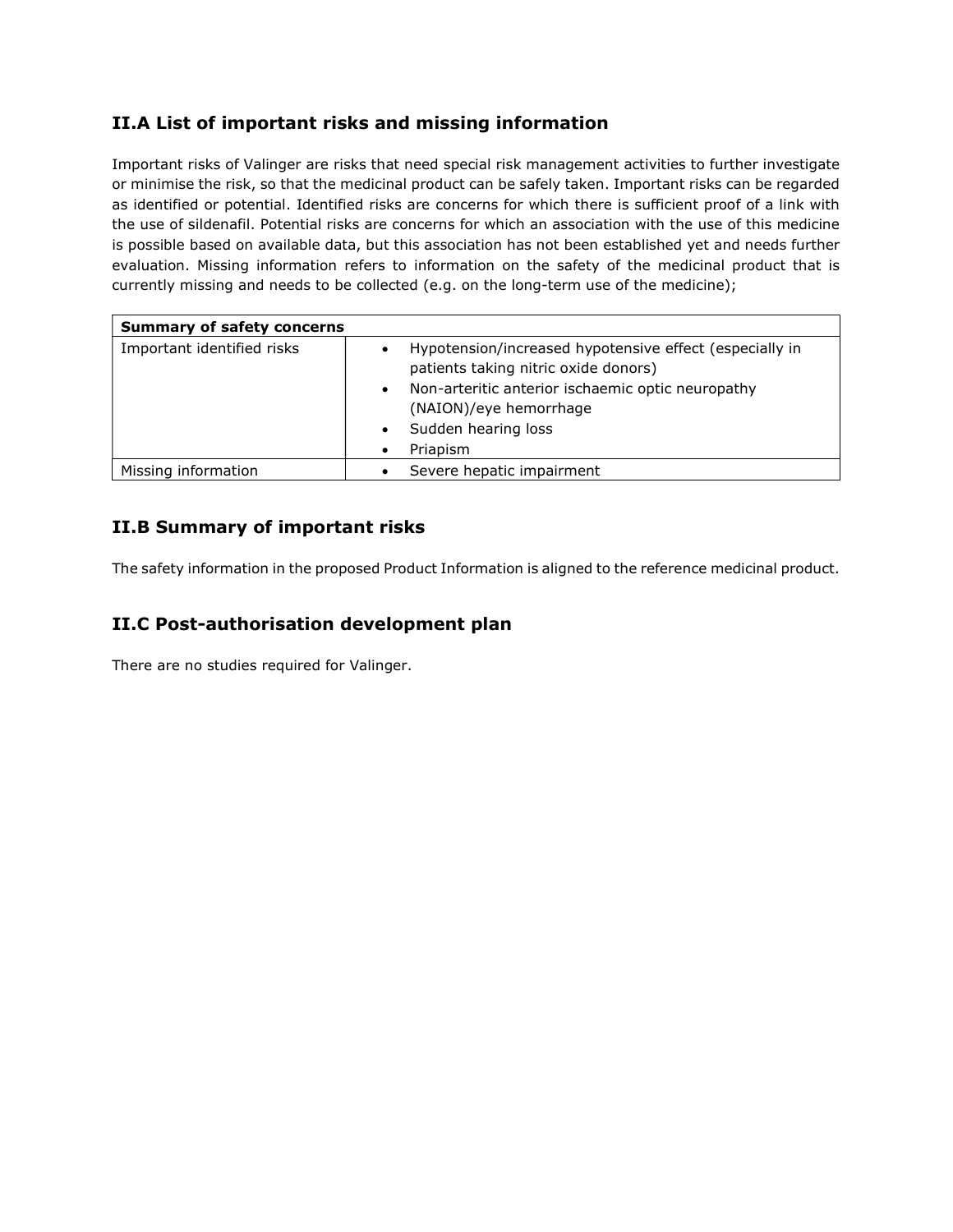## II.A List of important risks and missing information

Important risks of Valinger are risks that need special risk management activities to further investigate or minimise the risk, so that the medicinal product can be safely taken. Important risks can be regarded as identified or potential. Identified risks are concerns for which there is sufficient proof of a link with the use of sildenafil. Potential risks are concerns for which an association with the use of this medicine is possible based on available data, but this association has not been established yet and needs further evaluation. Missing information refers to information on the safety of the medicinal product that is currently missing and needs to be collected (e.g. on the long-term use of the medicine);

| **Summary of safety concerns** | |
|---|---|
| Important identified risks | • Hypotension/increased hypotensive effect (especially in patients taking nitric oxide donors)<br>• Non-arteritic anterior ischaemic optic neuropathy (NAION)/eye hemorrhage<br>• Sudden hearing loss<br>• Priapism |
| Missing information | • Severe hepatic impairment |

## II.B Summary of important risks

The safety information in the proposed Product Information is aligned to the reference medicinal product.

## II.C Post-authorisation development plan

There are no studies required for Valinger.